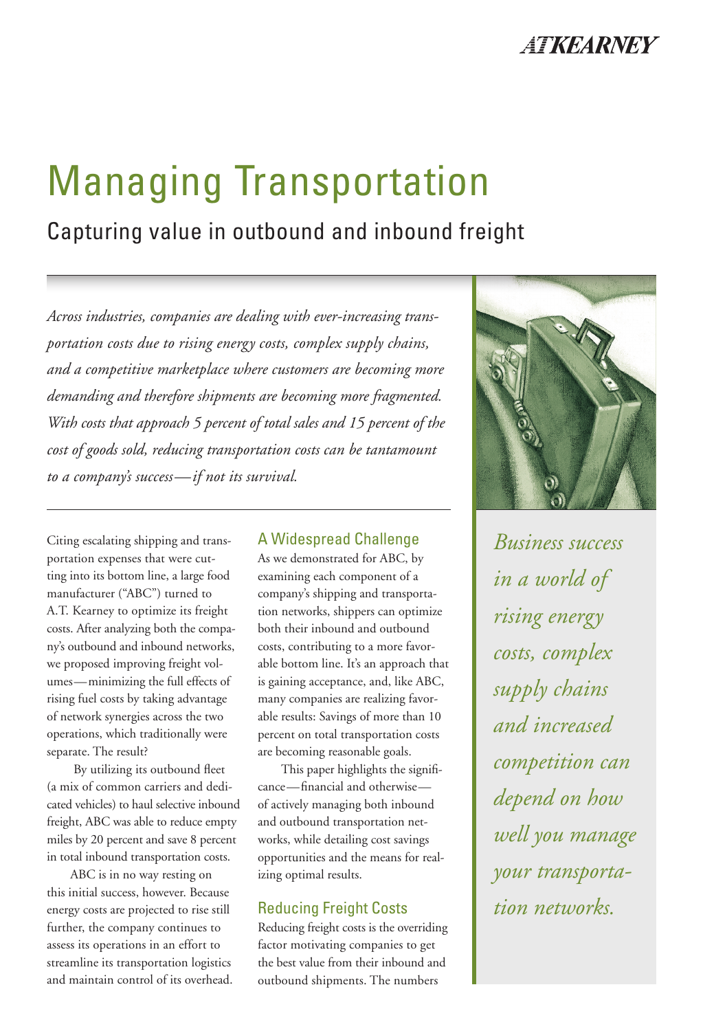# Managing Transportation

## Capturing value in outbound and inbound freight

*Across industries, companies are dealing with ever-increasing transportation costs due to rising energy costs, complex supply chains, and a competitive marketplace where customers are becoming more demanding and therefore shipments are becoming more fragmented. With costs that approach 5 percent of total sales and 15 percent of the cost of goods sold, reducing transportation costs can be tantamount to a company's success—if not its survival.*

Citing escalating shipping and transportation expenses that were cutting into its bottom line, a large food manufacturer ("ABC") turned to A.T. Kearney to optimize its freight costs. After analyzing both the company's outbound and inbound networks, we proposed improving freight volumes—minimizing the full effects of rising fuel costs by taking advantage of network synergies across the two operations, which traditionally were separate. The result?

By utilizing its outbound fleet (a mix of common carriers and dedicated vehicles) to haul selective inbound freight, ABC was able to reduce empty miles by 20 percent and save 8 percent in total inbound transportation costs.

ABC is in no way resting on this initial success, however. Because energy costs are projected to rise still further, the company continues to assess its operations in an effort to streamline its transportation logistics and maintain control of its overhead.

### A Widespread Challenge

As we demonstrated for ABC, by examining each component of a company's shipping and transportation networks, shippers can optimize both their inbound and outbound costs, contributing to a more favorable bottom line. It's an approach that is gaining acceptance, and, like ABC, many companies are realizing favorable results: Savings of more than 10 percent on total transportation costs are becoming reasonable goals.

This paper highlights the significance—financial and otherwise—of actively managing both inbound and outbound transportation networks, while detailing cost savings opportunities and the means for realizing optimal results.

### Reducing Freight Costs

Reducing freight costs is the overriding factor motivating companies to get the best value from their inbound and outbound shipments. The numbers

*Business success in a world of rising energy costs, complex supply chains and increased competition can depend on how well you manage your transportation networks.*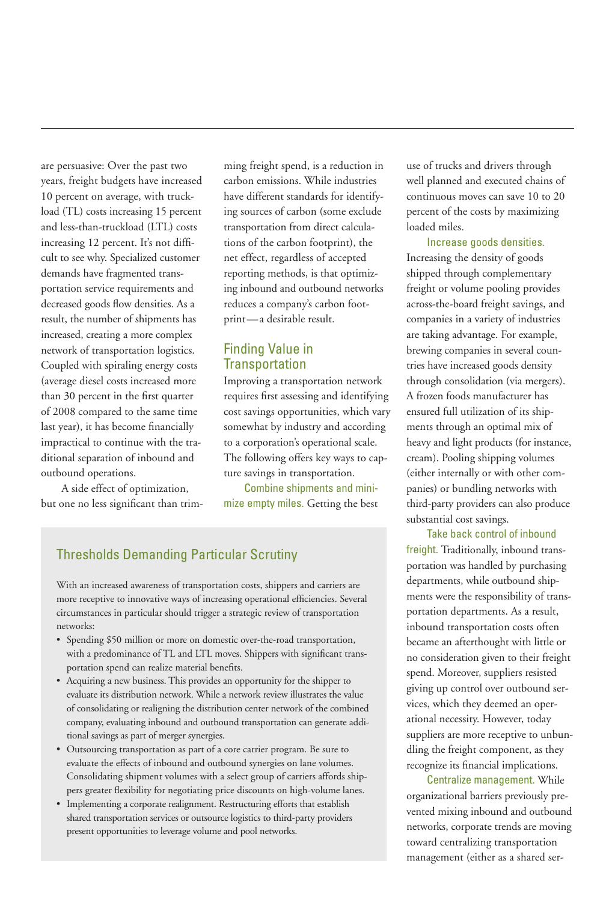are persuasive: Over the past two years, freight budgets have increased 10 percent on average, with truckload (TL) costs increasing 15 percent and less-than-truckload (LTL) costs increasing 12 percent. It's not difficult to see why. Specialized customer demands have fragmented transportation service requirements and decreased goods flow densities. As a result, the number of shipments has increased, creating a more complex network of transportation logistics. Coupled with spiraling energy costs (average diesel costs increased more than 30 percent in the first quarter of 2008 compared to the same time last year), it has become financially impractical to continue with the traditional separation of inbound and outbound operations.

A side effect of optimization, but one no less significant than trimming freight spend, is a reduction in carbon emissions. While industries have different standards for identifying sources of carbon (some exclude transportation from direct calculations of the carbon footprint), the net effect, regardless of accepted reporting methods, is that optimizing inbound and outbound networks reduces a company's carbon footprint—a desirable result.

## Finding Value in Transportation

Improving a transportation network requires first assessing and identifying cost savings opportunities, which vary somewhat by industry and according to a corporation's operational scale. The following offers key ways to capture savings in transportation.

**Combine shipments and minimize empty miles.** Getting the best use of trucks and drivers through well planned and executed chains of continuous moves can save 10 to 20 percent of the costs by maximizing loaded miles.

**Increase goods densities.** Increasing the density of goods shipped through complementary freight or volume pooling provides across-the-board freight savings, and companies in a variety of industries are taking advantage. For example, brewing companies in several countries have increased goods density through consolidation (via mergers). A frozen foods manufacturer has ensured full utilization of its shipments through an optimal mix of heavy and light products (for instance, cream). Pooling shipping volumes (either internally or with other companies) or bundling networks with third-party providers can also produce substantial cost savings.

**Take back control of inbound freight.** Traditionally, inbound transportation was handled by purchasing departments, while outbound shipments were the responsibility of transportation departments. As a result, inbound transportation costs often became an afterthought with little or no consideration given to their freight spend. Moreover, suppliers resisted giving up control over outbound services, which they deemed an operational necessity. However, today suppliers are more receptive to unbundling the freight component, as they recognize its financial implications.

**Centralize management.** While organizational barriers previously prevented mixing inbound and outbound networks, corporate trends are moving toward centralizing transportation management (either as a shared ser-

### Thresholds Demanding Particular Scrutiny

With an increased awareness of transportation costs, shippers and carriers are more receptive to innovative ways of increasing operational efficiencies. Several circumstances in particular should trigger a strategic review of transportation networks:

- Spending $50 million or more on domestic over-the-road transportation, with a predominance of TL and LTL moves. Shippers with significant transportation spend can realize material benefits.
- Acquiring a new business. This provides an opportunity for the shipper to evaluate its distribution network. While a network review illustrates the value of consolidating or realigning the distribution center network of the combined company, evaluating inbound and outbound transportation can generate additional savings as part of merger synergies.
- Outsourcing transportation as part of a core carrier program. Be sure to evaluate the effects of inbound and outbound synergies on lane volumes. Consolidating shipment volumes with a select group of carriers affords shippers greater flexibility for negotiating price discounts on high-volume lanes.
- Implementing a corporate realignment. Restructuring efforts that establish shared transportation services or outsource logistics to third-party providers present opportunities to leverage volume and pool networks.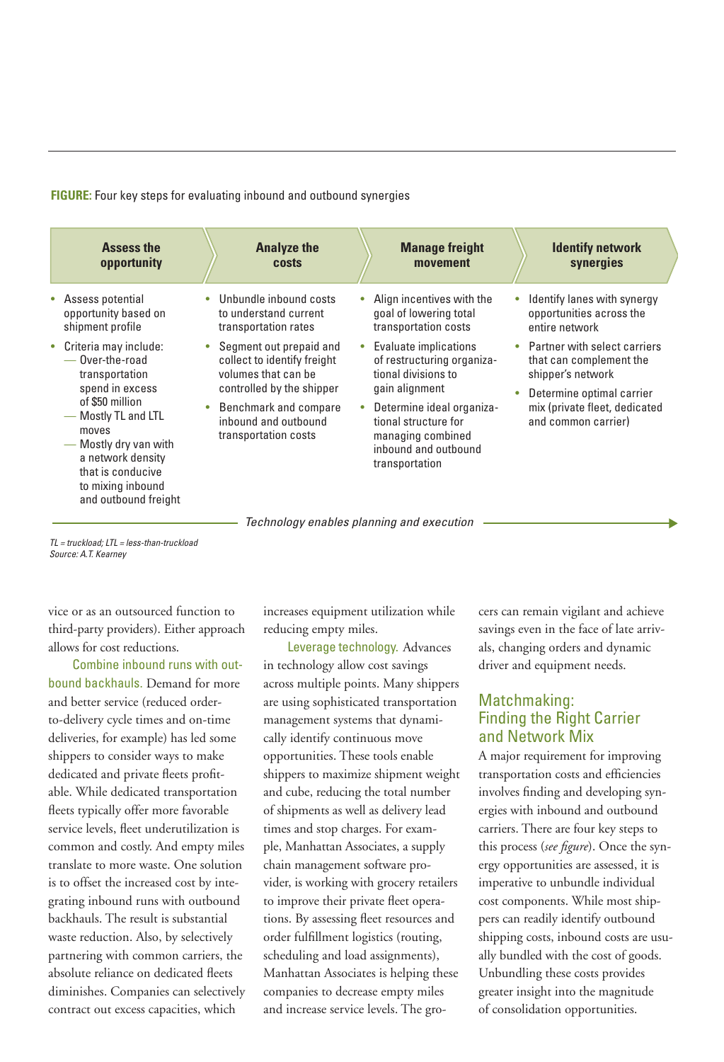**FIGURE:** Four key steps for evaluating inbound and outbound synergies

| Assess the opportunity | Analyze the costs | Manage freight movement | Identify network synergies |
| --- | --- | --- | --- |
| • Assess potential opportunity based on shipment profile<br>• Criteria may include:<br>— Over-the-road transportation spend in excess of $50 million<br>— Mostly TL and LTL moves<br>— Mostly dry van with a network density that is conducive to mixing inbound and outbound freight | • Unbundle inbound costs to understand current transportation rates<br>• Segment out prepaid and collect to identify freight volumes that can be controlled by the shipper<br>• Benchmark and compare inbound and outbound transportation costs | • Align incentives with the goal of lowering total transportation costs<br>• Evaluate implications of restructuring organizational divisions to gain alignment<br>• Determine ideal organizational structure for managing combined inbound and outbound transportation | • Identify lanes with synergy opportunities across the entire network<br>• Partner with select carriers that can complement the shipper's network<br>• Determine optimal carrier mix (private fleet, dedicated and common carrier) |

*Technology enables planning and execution*

*TL = truckload; LTL = less-than-truckload*
*Source: A.T. Kearney*

vice or as an outsourced function to third-party providers). Either approach allows for cost reductions.

**Combine inbound runs with outbound backhauls.** Demand for more and better service (reduced order-to-delivery cycle times and on-time deliveries, for example) has led some shippers to consider ways to make dedicated and private fleets profitable. While dedicated transportation fleets typically offer more favorable service levels, fleet underutilization is common and costly. And empty miles translate to more waste. One solution is to offset the increased cost by integrating inbound runs with outbound backhauls. The result is substantial waste reduction. Also, by selectively partnering with common carriers, the absolute reliance on dedicated fleets diminishes. Companies can selectively contract out excess capacities, which increases equipment utilization while reducing empty miles.

**Leverage technology.** Advances in technology allow cost savings across multiple points. Many shippers are using sophisticated transportation management systems that dynamically identify continuous move opportunities. These tools enable shippers to maximize shipment weight and cube, reducing the total number of shipments as well as delivery lead times and stop charges. For example, Manhattan Associates, a supply chain management software provider, is working with grocery retailers to improve their private fleet operations. By assessing fleet resources and order fulfillment logistics (routing, scheduling and load assignments), Manhattan Associates is helping these companies to decrease empty miles and increase service levels. The grocers can remain vigilant and achieve savings even in the face of late arrivals, changing orders and dynamic driver and equipment needs.

## Matchmaking: Finding the Right Carrier and Network Mix

A major requirement for improving transportation costs and efficiencies involves finding and developing synergies with inbound and outbound carriers. There are four key steps to this process (*see figure*). Once the synergy opportunities are assessed, it is imperative to unbundle individual cost components. While most shippers can readily identify outbound shipping costs, inbound costs are usually bundled with the cost of goods. Unbundling these costs provides greater insight into the magnitude of consolidation opportunities.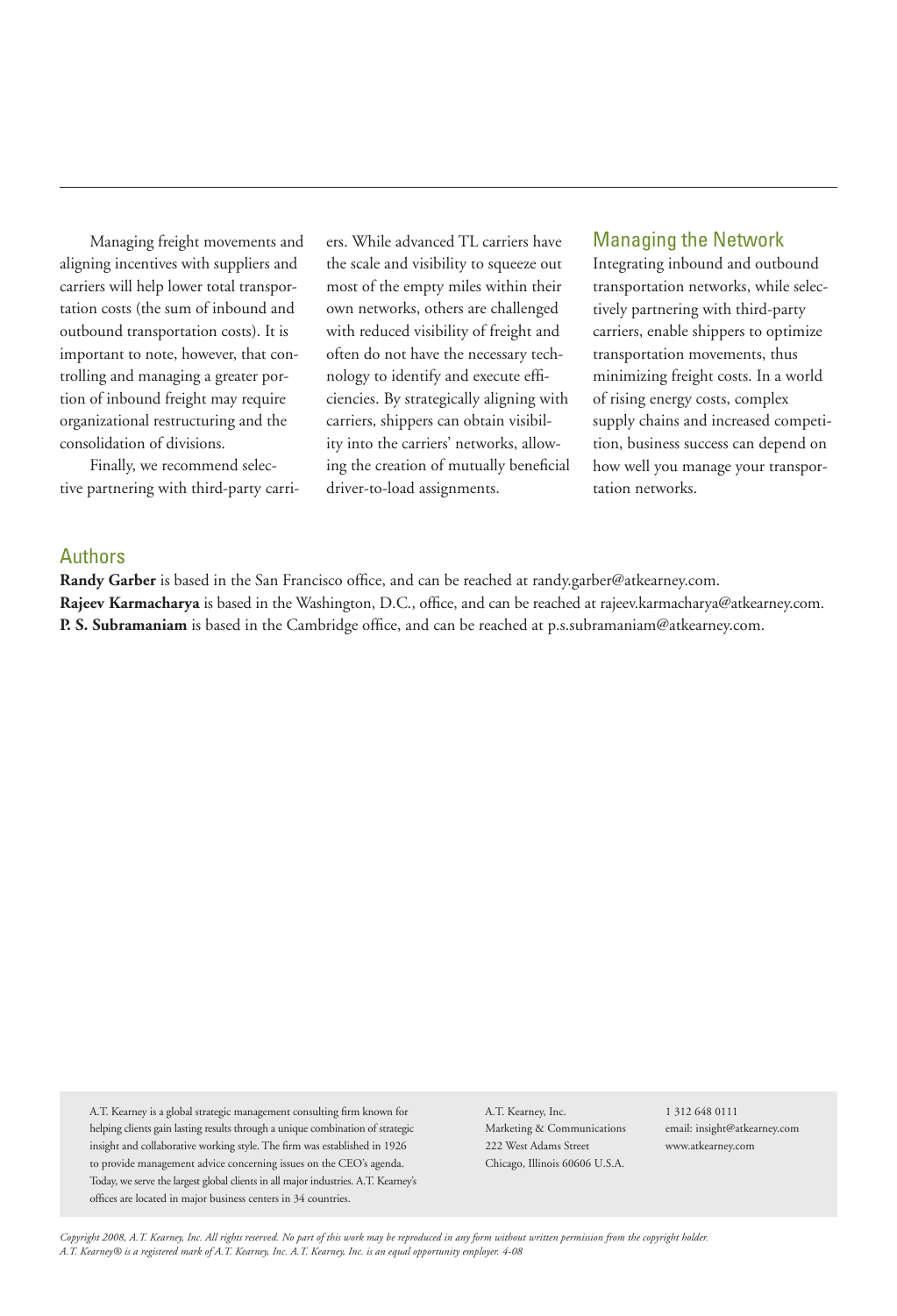Managing freight movements and aligning incentives with suppliers and carriers will help lower total transportation costs (the sum of inbound and outbound transportation costs). It is important to note, however, that controlling and managing a greater portion of inbound freight may require organizational restructuring and the consolidation of divisions.

Finally, we recommend selective partnering with third-party carriers. While advanced TL carriers have the scale and visibility to squeeze out most of the empty miles within their own networks, others are challenged with reduced visibility of freight and often do not have the necessary technology to identify and execute efficiencies. By strategically aligning with carriers, shippers can obtain visibility into the carriers' networks, allowing the creation of mutually beneficial driver-to-load assignments.

## Managing the Network

Integrating inbound and outbound transportation networks, while selectively partnering with third-party carriers, enable shippers to optimize transportation movements, thus minimizing freight costs. In a world of rising energy costs, complex supply chains and increased competition, business success can depend on how well you manage your transportation networks.

## Authors

**Randy Garber** is based in the San Francisco office, and can be reached at randy.garber@atkearney.com.
**Rajeev Karmacharya** is based in the Washington, D.C., office, and can be reached at rajeev.karmacharya@atkearney.com.
**P. S. Subramaniam** is based in the Cambridge office, and can be reached at p.s.subramaniam@atkearney.com.

A.T. Kearney is a global strategic management consulting firm known for helping clients gain lasting results through a unique combination of strategic insight and collaborative working style. The firm was established in 1926 to provide management advice concerning issues on the CEO's agenda. Today, we serve the largest global clients in all major industries. A.T. Kearney's offices are located in major business centers in 34 countries.

A.T. Kearney, Inc.
Marketing & Communications
222 West Adams Street
Chicago, Illinois 60606 U.S.A.

1 312 648 0111
email: insight@atkearney.com
www.atkearney.com

*Copyright 2008, A.T. Kearney, Inc. All rights reserved. No part of this work may be reproduced in any form without written permission from the copyright holder.*
*A.T. Kearney® is a registered mark of A.T. Kearney, Inc. A.T. Kearney, Inc. is an equal opportunity employer. 4-08*